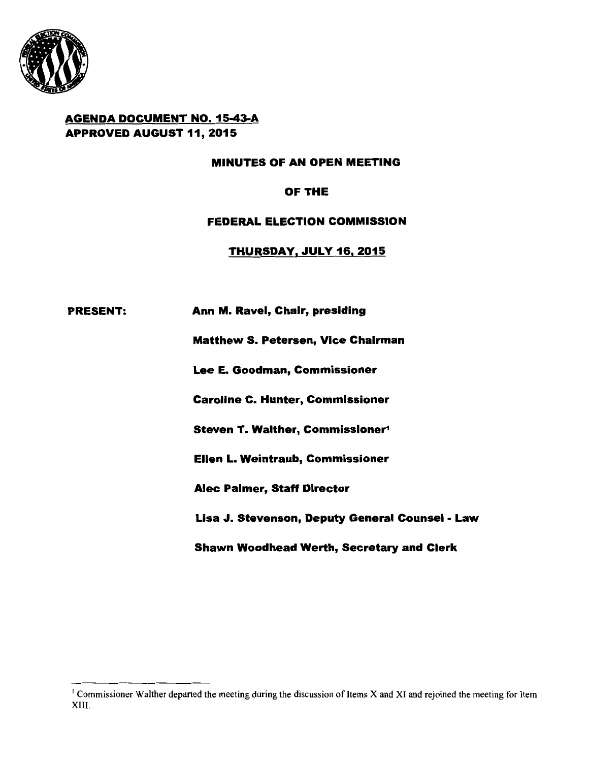**AGENDA DOCUMENT NO. 15-43-A**
**APPROVED AUGUST 11, 2015**

# MINUTES OF AN OPEN MEETING

# OF THE

# FEDERAL ELECTION COMMISSION

## THURSDAY, JULY 16, 2015

**PRESENT:** **Ann M. Ravel, Chair, presiding**

**Matthew S. Petersen, Vice Chairman**

**Lee E. Goodman, Commissioner**

**Caroline C. Hunter, Commissioner**

**Steven T. Walther, Commissioner**[1]

**Ellen L. Weintraub, Commissioner**

**Alec Palmer, Staff Director**

**Lisa J. Stevenson, Deputy General Counsel - Law**

**Shawn Woodhead Werth, Secretary and Clerk**

---

[1] Commissioner Walther departed the meeting during the discussion of Items X and XI and rejoined the meeting for Item XIII.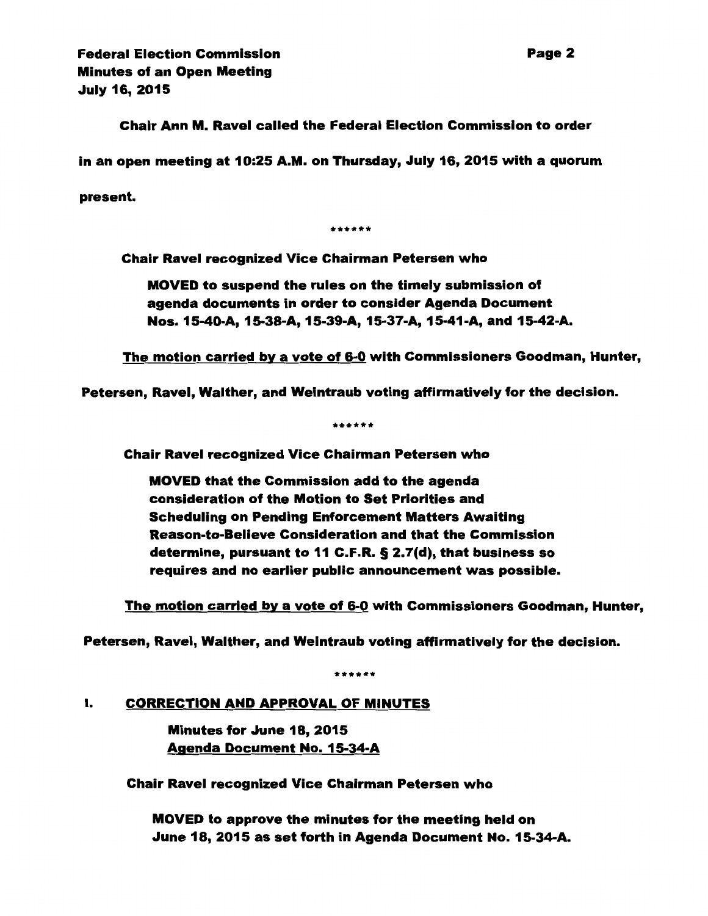**Chair Ann M. Ravel called the Federal Election Commission to order in an open meeting at 10:25 A.M. on Thursday, July 16, 2015 with a quorum present.**

******

**Chair Ravel recognized Vice Chairman Petersen who**

> **MOVED to suspend the rules on the timely submission of agenda documents in order to consider Agenda Document Nos. 15-40-A, 15-38-A, 15-39-A, 15-37-A, 15-41-A, and 15-42-A.**

**The motion carried by a vote of 6-0 with Commissioners Goodman, Hunter, Petersen, Ravel, Walther, and Weintraub voting affirmatively for the decision.**

******

**Chair Ravel recognized Vice Chairman Petersen who**

> **MOVED that the Commission add to the agenda consideration of the Motion to Set Priorities and Scheduling on Pending Enforcement Matters Awaiting Reason-to-Believe Consideration and that the Commission determine, pursuant to 11 C.F.R. § 2.7(d), that business so requires and no earlier public announcement was possible.**

**The motion carried by a vote of 6-0 with Commissioners Goodman, Hunter, Petersen, Ravel, Walther, and Weintraub voting affirmatively for the decision.**

******

## I. CORRECTION AND APPROVAL OF MINUTES

**Minutes for June 18, 2015**
**Agenda Document No. 15-34-A**

**Chair Ravel recognized Vice Chairman Petersen who**

> **MOVED to approve the minutes for the meeting held on June 18, 2015 as set forth in Agenda Document No. 15-34-A.**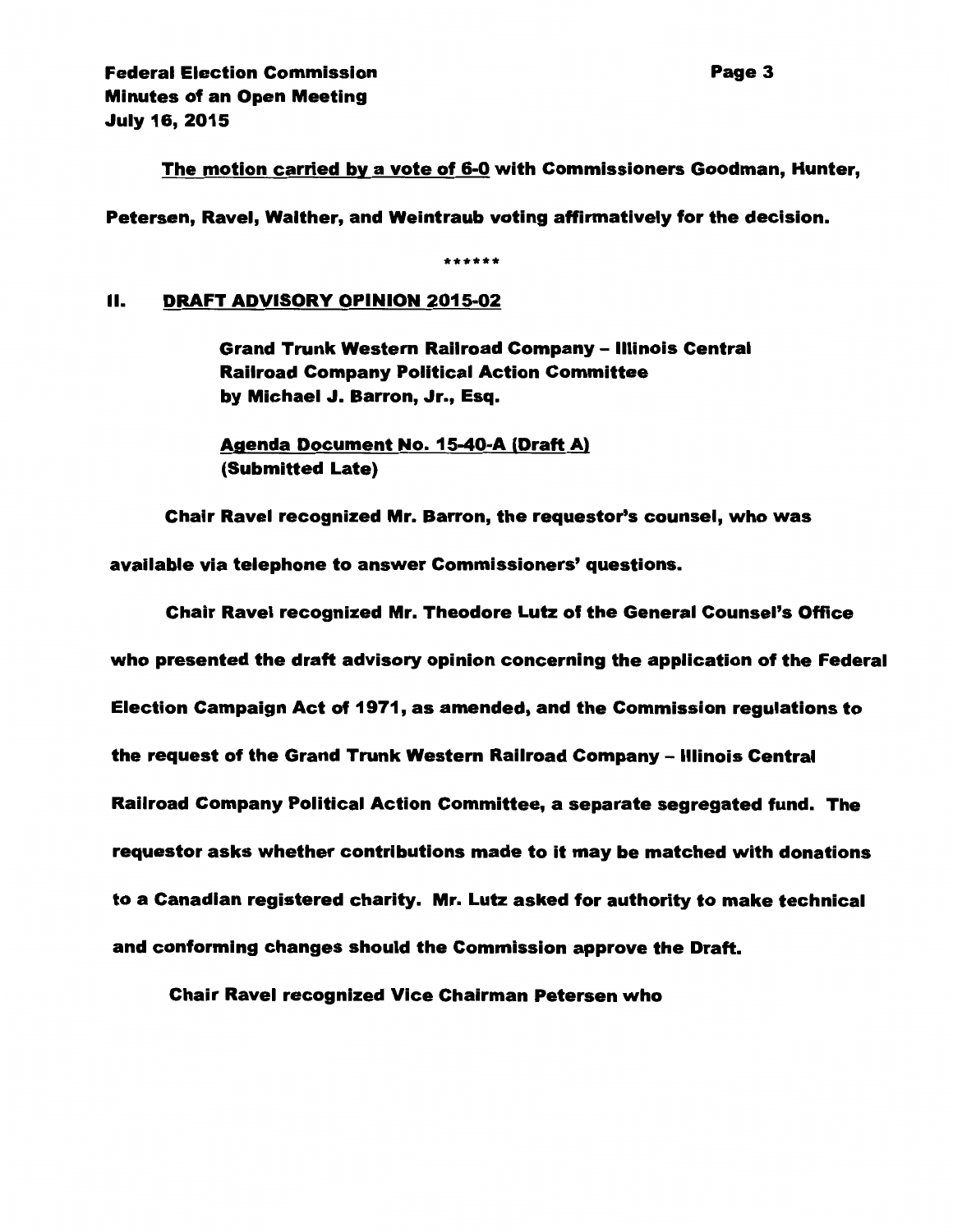The motion carried by a vote of 6-0 with Commissioners Goodman, Hunter, Petersen, Ravel, Walther, and Weintraub voting affirmatively for the decision.

******

## II. DRAFT ADVISORY OPINION 2015-02

**Grand Trunk Western Railroad Company – Illinois Central Railroad Company Political Action Committee by Michael J. Barron, Jr., Esq.**

**Agenda Document No. 15-40-A (Draft A) (Submitted Late)**

Chair Ravel recognized Mr. Barron, the requestor's counsel, who was available via telephone to answer Commissioners' questions.

Chair Ravel recognized Mr. Theodore Lutz of the General Counsel's Office who presented the draft advisory opinion concerning the application of the Federal Election Campaign Act of 1971, as amended, and the Commission regulations to the request of the Grand Trunk Western Railroad Company – Illinois Central Railroad Company Political Action Committee, a separate segregated fund. The requestor asks whether contributions made to it may be matched with donations to a Canadian registered charity. Mr. Lutz asked for authority to make technical and conforming changes should the Commission approve the Draft.

Chair Ravel recognized Vice Chairman Petersen who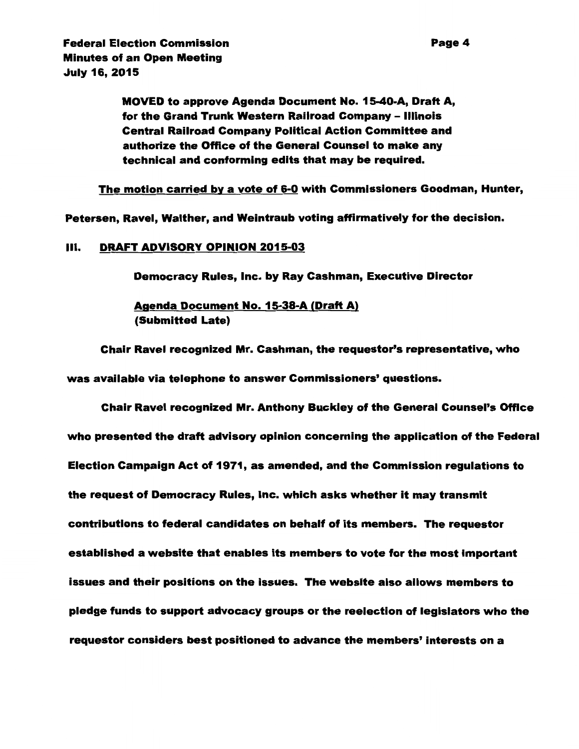**MOVED to approve Agenda Document No. 15-40-A, Draft A, for the Grand Trunk Western Railroad Company – Illinois Central Railroad Company Political Action Committee and authorize the Office of the General Counsel to make any technical and conforming edits that may be required.**

<u>The motion carried by a vote of 6-0</u> with Commissioners Goodman, Hunter, Petersen, Ravel, Walther, and Weintraub voting affirmatively for the decision.

## III. <u>DRAFT ADVISORY OPINION 2015-03</u>

Democracy Rules, Inc. by Ray Cashman, Executive Director

<u>Agenda Document No. 15-38-A (Draft A)</u>
(Submitted Late)

Chair Ravel recognized Mr. Cashman, the requestor's representative, who was available via telephone to answer Commissioners' questions.

Chair Ravel recognized Mr. Anthony Buckley of the General Counsel's Office who presented the draft advisory opinion concerning the application of the Federal Election Campaign Act of 1971, as amended, and the Commission regulations to the request of Democracy Rules, Inc. which asks whether it may transmit contributions to federal candidates on behalf of its members. The requestor established a website that enables its members to vote for the most important issues and their positions on the issues. The website also allows members to pledge funds to support advocacy groups or the reelection of legislators who the requestor considers best positioned to advance the members' interests on a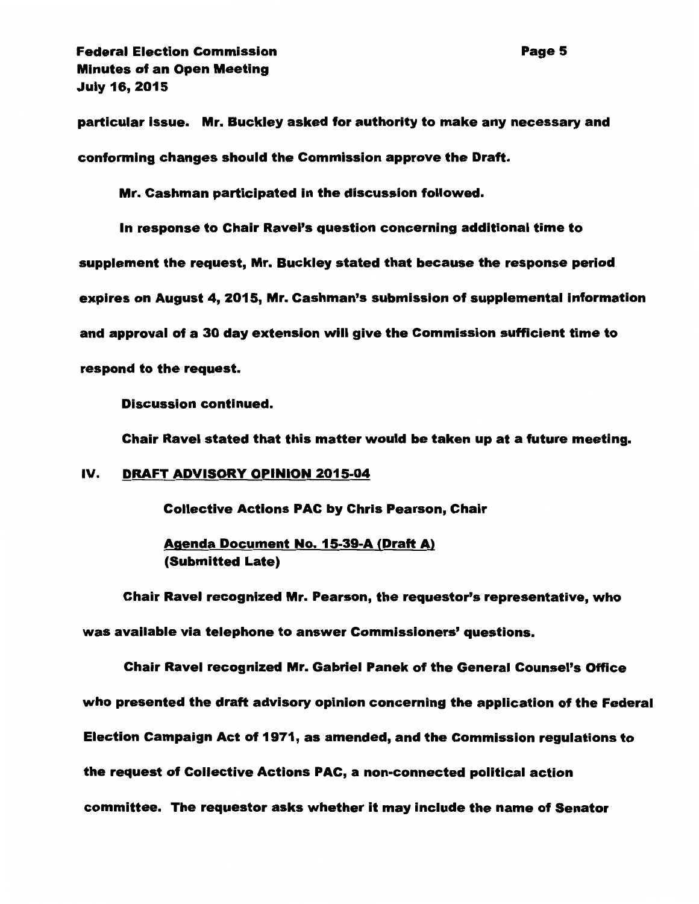particular issue. Mr. Buckley asked for authority to make any necessary and conforming changes should the Commission approve the Draft.

Mr. Cashman participated in the discussion followed.

In response to Chair Ravel's question concerning additional time to supplement the request, Mr. Buckley stated that because the response period expires on August 4, 2015, Mr. Cashman's submission of supplemental information and approval of a 30 day extension will give the Commission sufficient time to respond to the request.

Discussion continued.

Chair Ravel stated that this matter would be taken up at a future meeting.

## IV. DRAFT ADVISORY OPINION 2015-04

Collective Actions PAC by Chris Pearson, Chair

Agenda Document No. 15-39-A (Draft A)
(Submitted Late)

Chair Ravel recognized Mr. Pearson, the requestor's representative, who was available via telephone to answer Commissioners' questions.

Chair Ravel recognized Mr. Gabriel Panek of the General Counsel's Office who presented the draft advisory opinion concerning the application of the Federal Election Campaign Act of 1971, as amended, and the Commission regulations to the request of Collective Actions PAC, a non-connected political action committee. The requestor asks whether it may include the name of Senator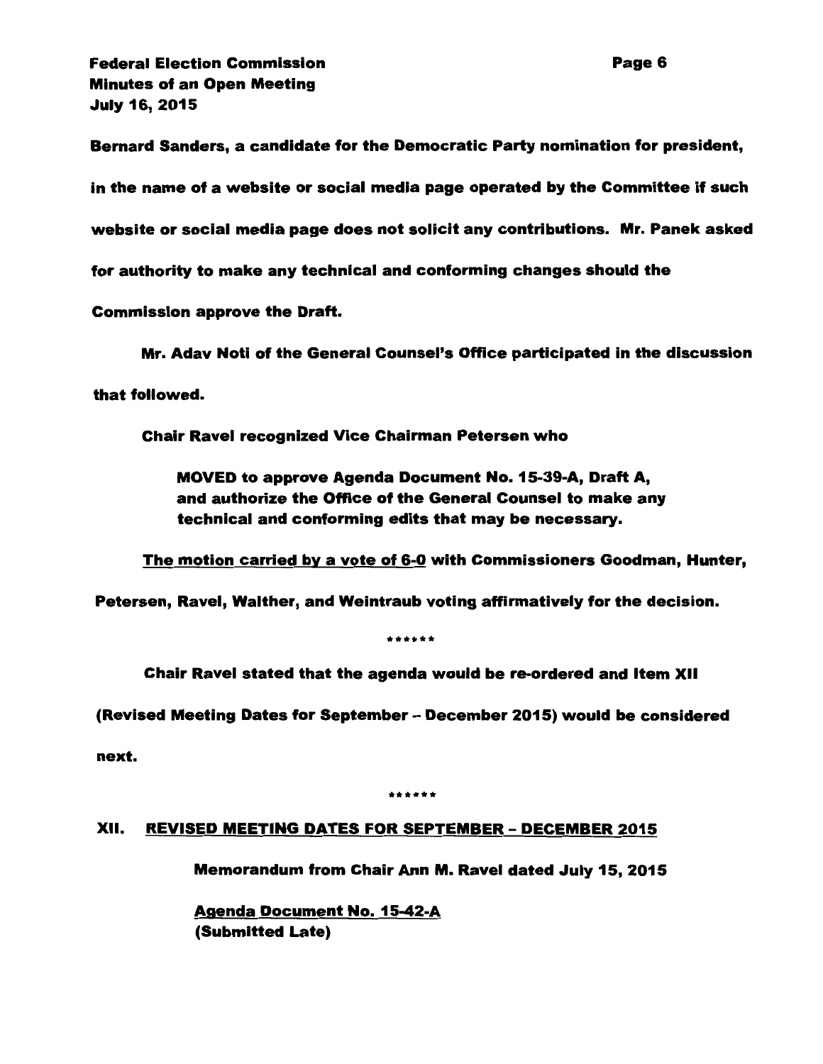**Bernard Sanders, a candidate for the Democratic Party nomination for president, in the name of a website or social media page operated by the Committee if such website or social media page does not solicit any contributions. Mr. Panek asked for authority to make any technical and conforming changes should the Commission approve the Draft.**

**Mr. Adav Noti of the General Counsel's Office participated in the discussion that followed.**

**Chair Ravel recognized Vice Chairman Petersen who**

> **MOVED to approve Agenda Document No. 15-39-A, Draft A, and authorize the Office of the General Counsel to make any technical and conforming edits that may be necessary.**

**<u>The motion carried by a vote of 6-0</u> with Commissioners Goodman, Hunter, Petersen, Ravel, Walther, and Weintraub voting affirmatively for the decision.**

******

**Chair Ravel stated that the agenda would be re-ordered and Item XII (Revised Meeting Dates for September – December 2015) would be considered next.**

******

## XII. <u>REVISED MEETING DATES FOR SEPTEMBER – DECEMBER 2015</u>

**Memorandum from Chair Ann M. Ravel dated July 15, 2015**

**<u>Agenda Document No. 15-42-A</u>**
**(Submitted Late)**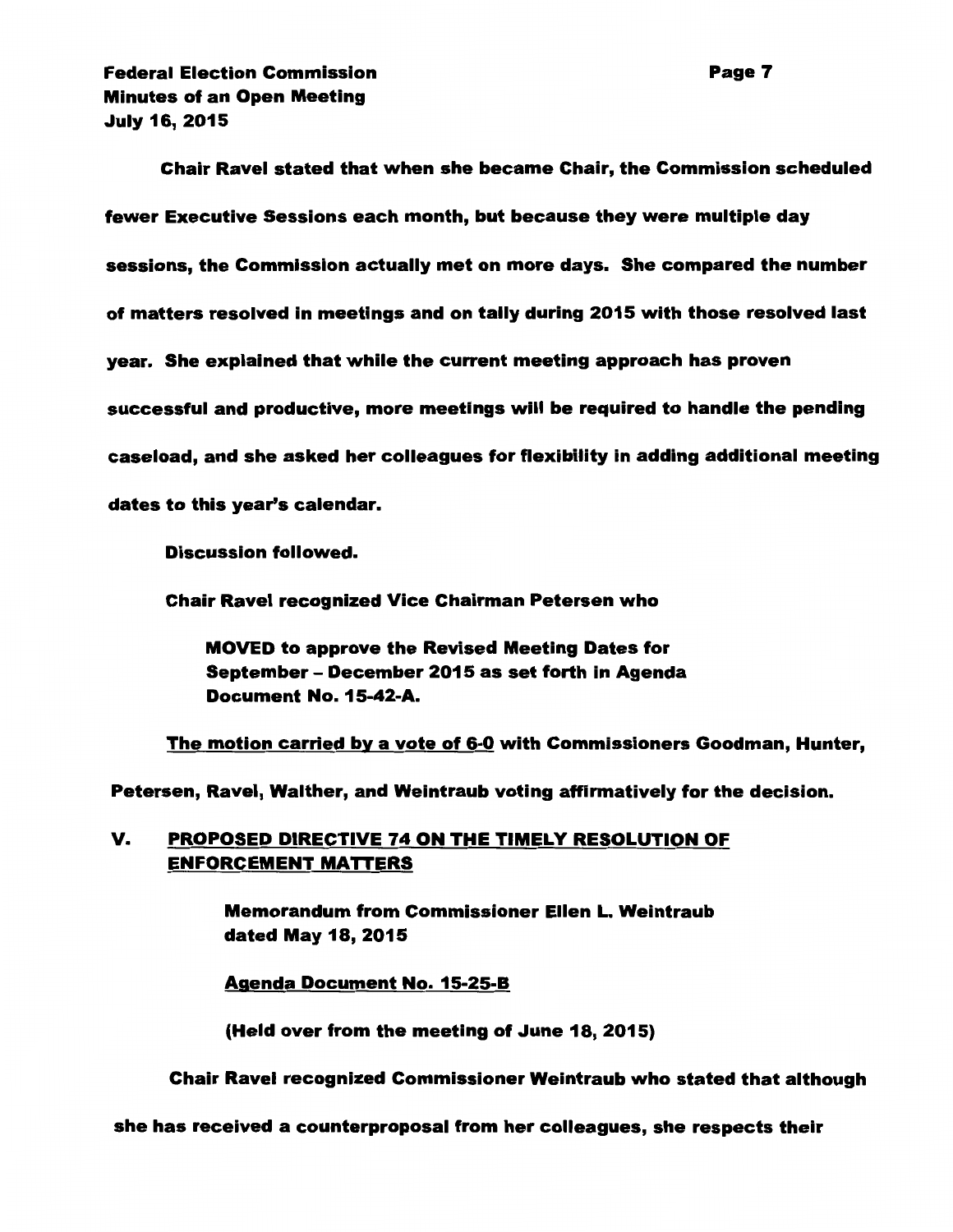Chair Ravel stated that when she became Chair, the Commission scheduled fewer Executive Sessions each month, but because they were multiple day sessions, the Commission actually met on more days. She compared the number of matters resolved in meetings and on tally during 2015 with those resolved last year. She explained that while the current meeting approach has proven successful and productive, more meetings will be required to handle the pending caseload, and she asked her colleagues for flexibility in adding additional meeting dates to this year's calendar.

Discussion followed.

Chair Ravel recognized Vice Chairman Petersen who

> MOVED to approve the Revised Meeting Dates for September – December 2015 as set forth in Agenda Document No. 15-42-A.

The motion carried by a vote of 6-0 with Commissioners Goodman, Hunter, Petersen, Ravel, Walther, and Weintraub voting affirmatively for the decision.

## V. PROPOSED DIRECTIVE 74 ON THE TIMELY RESOLUTION OF ENFORCEMENT MATTERS

> Memorandum from Commissioner Ellen L. Weintraub dated May 18, 2015
>
> Agenda Document No. 15-25-B
>
> (Held over from the meeting of June 18, 2015)

Chair Ravel recognized Commissioner Weintraub who stated that although she has received a counterproposal from her colleagues, she respects their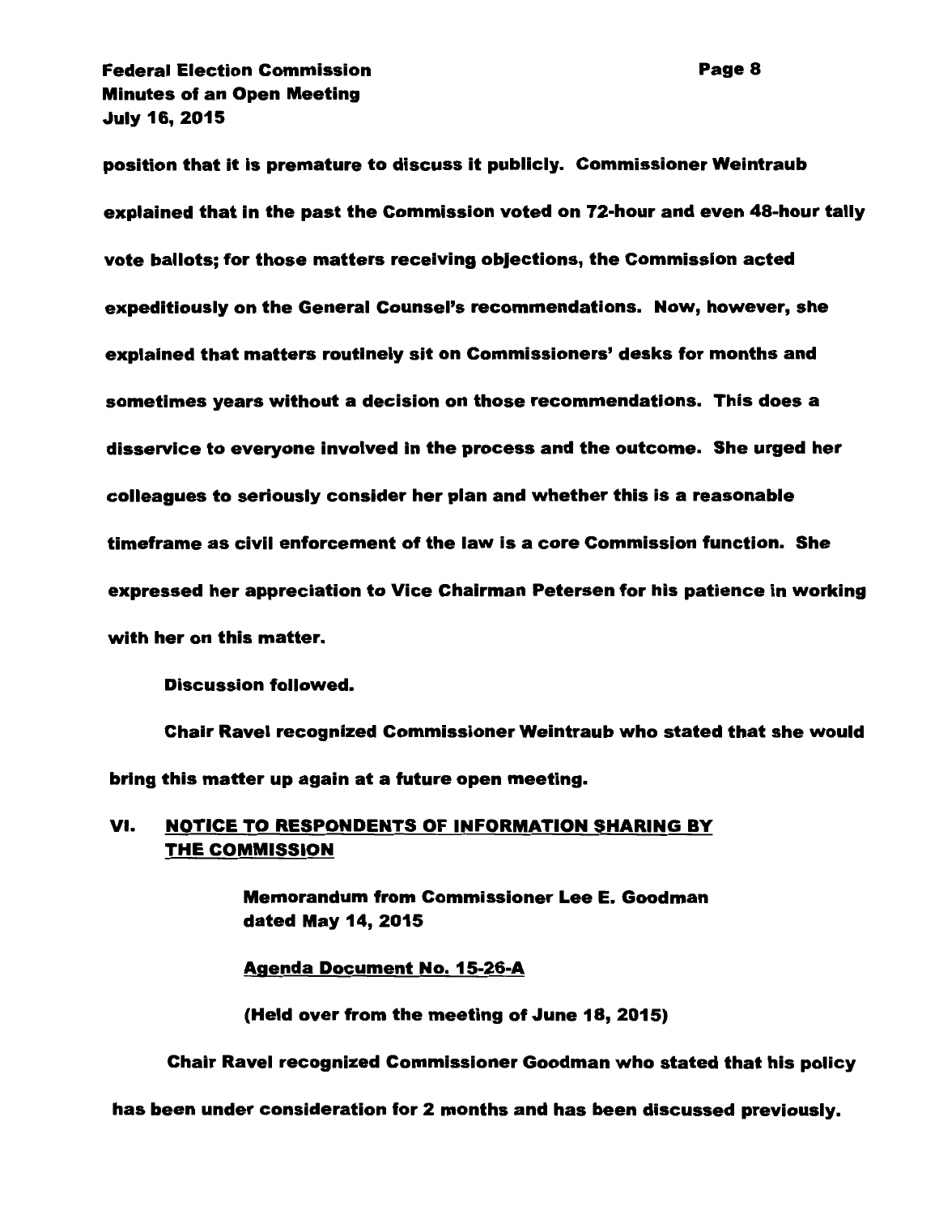position that it is premature to discuss it publicly. Commissioner Weintraub explained that in the past the Commission voted on 72-hour and even 48-hour tally vote ballots; for those matters receiving objections, the Commission acted expeditiously on the General Counsel's recommendations. Now, however, she explained that matters routinely sit on Commissioners' desks for months and sometimes years without a decision on those recommendations. This does a disservice to everyone involved in the process and the outcome. She urged her colleagues to seriously consider her plan and whether this is a reasonable timeframe as civil enforcement of the law is a core Commission function. She expressed her appreciation to Vice Chairman Petersen for his patience in working with her on this matter.

Discussion followed.

Chair Ravel recognized Commissioner Weintraub who stated that she would bring this matter up again at a future open meeting.

## VI. NOTICE TO RESPONDENTS OF INFORMATION SHARING BY THE COMMISSION

Memorandum from Commissioner Lee E. Goodman dated May 14, 2015

Agenda Document No. 15-26-A

(Held over from the meeting of June 18, 2015)

Chair Ravel recognized Commissioner Goodman who stated that his policy has been under consideration for 2 months and has been discussed previously.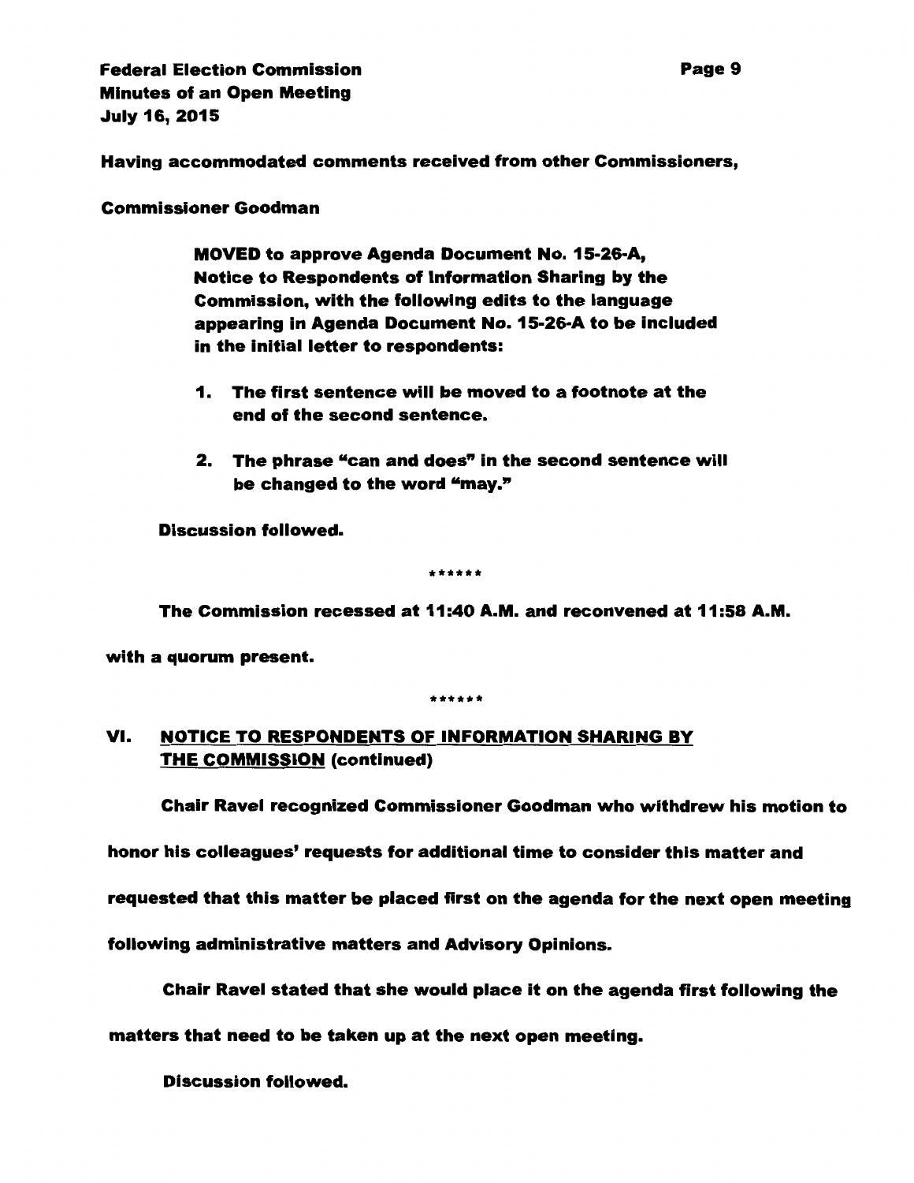Having accommodated comments received from other Commissioners,

Commissioner Goodman

> MOVED to approve Agenda Document No. 15-26-A, Notice to Respondents of Information Sharing by the Commission, with the following edits to the language appearing in Agenda Document No. 15-26-A to be included in the initial letter to respondents:
>
> 1. The first sentence will be moved to a footnote at the end of the second sentence.
>
> 2. The phrase "can and does" in the second sentence will be changed to the word "may."

Discussion followed.

******

The Commission recessed at 11:40 A.M. and reconvened at 11:58 A.M. with a quorum present.

******

## VI. NOTICE TO RESPONDENTS OF INFORMATION SHARING BY THE COMMISSION (continued)

Chair Ravel recognized Commissioner Goodman who withdrew his motion to honor his colleagues' requests for additional time to consider this matter and requested that this matter be placed first on the agenda for the next open meeting following administrative matters and Advisory Opinions.

Chair Ravel stated that she would place it on the agenda first following the matters that need to be taken up at the next open meeting.

Discussion followed.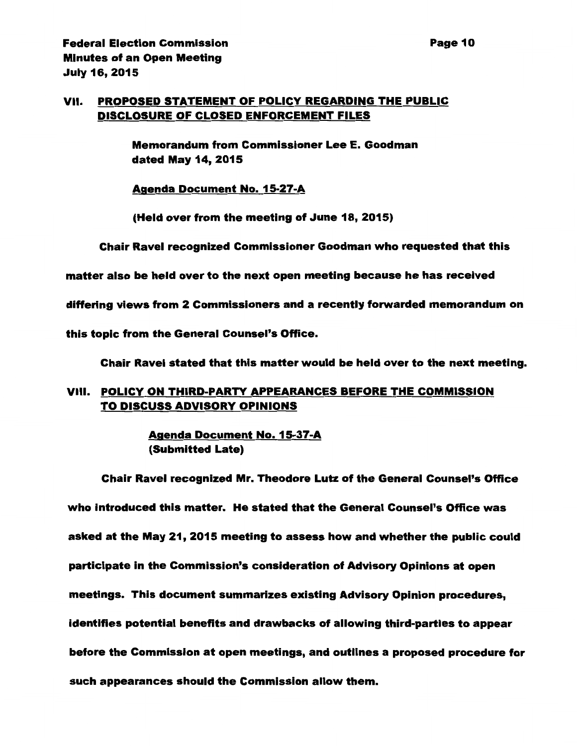## VII. PROPOSED STATEMENT OF POLICY REGARDING THE PUBLIC DISCLOSURE OF CLOSED ENFORCEMENT FILES

**Memorandum from Commissioner Lee E. Goodman dated May 14, 2015**

**Agenda Document No. 15-27-A**

**(Held over from the meeting of June 18, 2015)**

Chair Ravel recognized Commissioner Goodman who requested that this matter also be held over to the next open meeting because he has received differing views from 2 Commissioners and a recently forwarded memorandum on this topic from the General Counsel's Office.

Chair Ravel stated that this matter would be held over to the next meeting.

## VIII. POLICY ON THIRD-PARTY APPEARANCES BEFORE THE COMMISSION TO DISCUSS ADVISORY OPINIONS

**Agenda Document No. 15-37-A**
**(Submitted Late)**

Chair Ravel recognized Mr. Theodore Lutz of the General Counsel's Office who introduced this matter. He stated that the General Counsel's Office was asked at the May 21, 2015 meeting to assess how and whether the public could participate in the Commission's consideration of Advisory Opinions at open meetings. This document summarizes existing Advisory Opinion procedures, identifies potential benefits and drawbacks of allowing third-parties to appear before the Commission at open meetings, and outlines a proposed procedure for such appearances should the Commission allow them.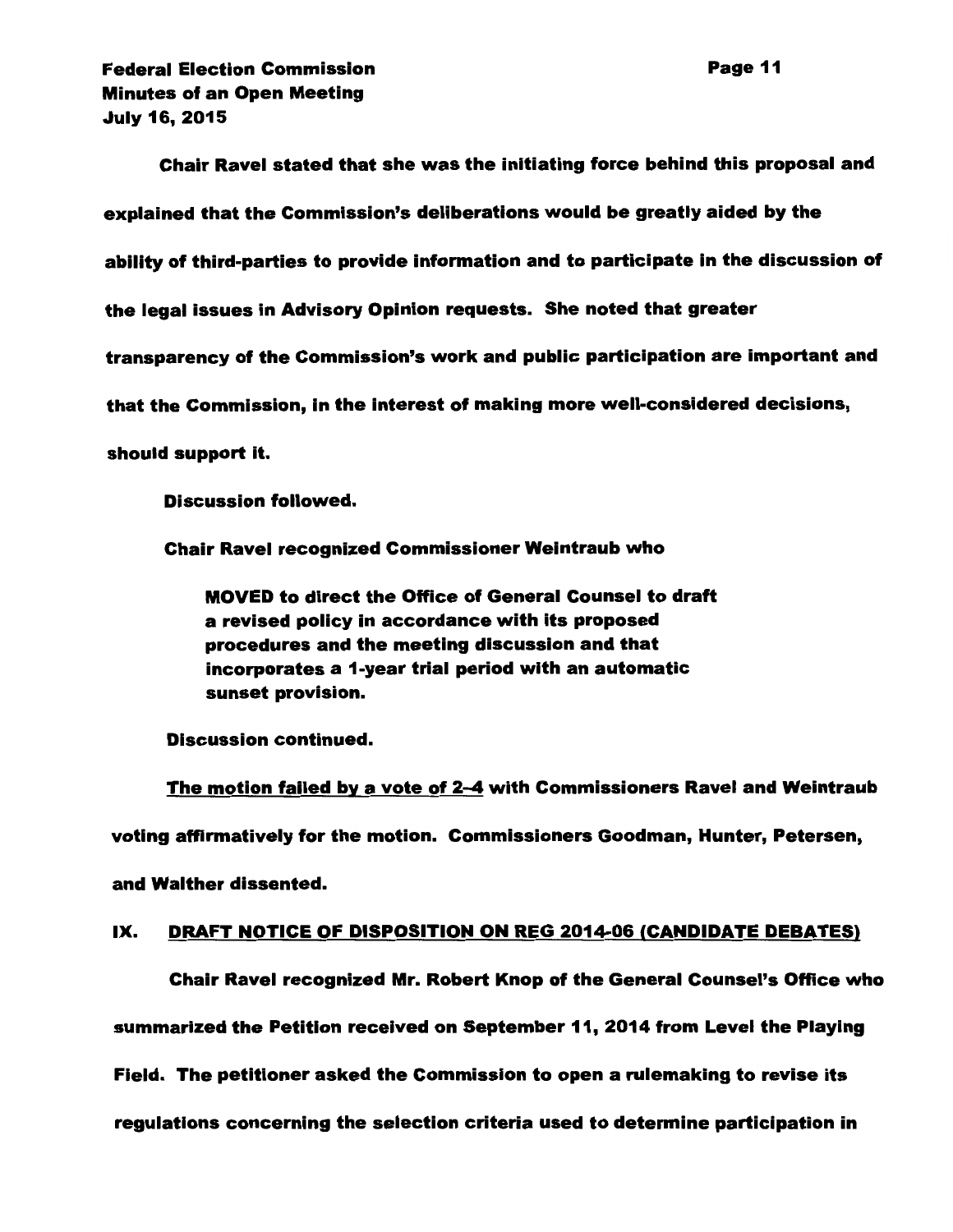Chair Ravel stated that she was the initiating force behind this proposal and explained that the Commission's deliberations would be greatly aided by the ability of third-parties to provide information and to participate in the discussion of the legal issues in Advisory Opinion requests. She noted that greater transparency of the Commission's work and public participation are important and that the Commission, in the interest of making more well-considered decisions, should support it.

Discussion followed.

Chair Ravel recognized Commissioner Weintraub who

> MOVED to direct the Office of General Counsel to draft a revised policy in accordance with its proposed procedures and the meeting discussion and that incorporates a 1-year trial period with an automatic sunset provision.

Discussion continued.

<u>The motion failed by a vote of 2-4</u> with Commissioners Ravel and Weintraub voting affirmatively for the motion. Commissioners Goodman, Hunter, Petersen, and Walther dissented.

## IX. <u>DRAFT NOTICE OF DISPOSITION ON REG 2014-06 (CANDIDATE DEBATES)</u>

Chair Ravel recognized Mr. Robert Knop of the General Counsel's Office who summarized the Petition received on September 11, 2014 from Level the Playing Field. The petitioner asked the Commission to open a rulemaking to revise its regulations concerning the selection criteria used to determine participation in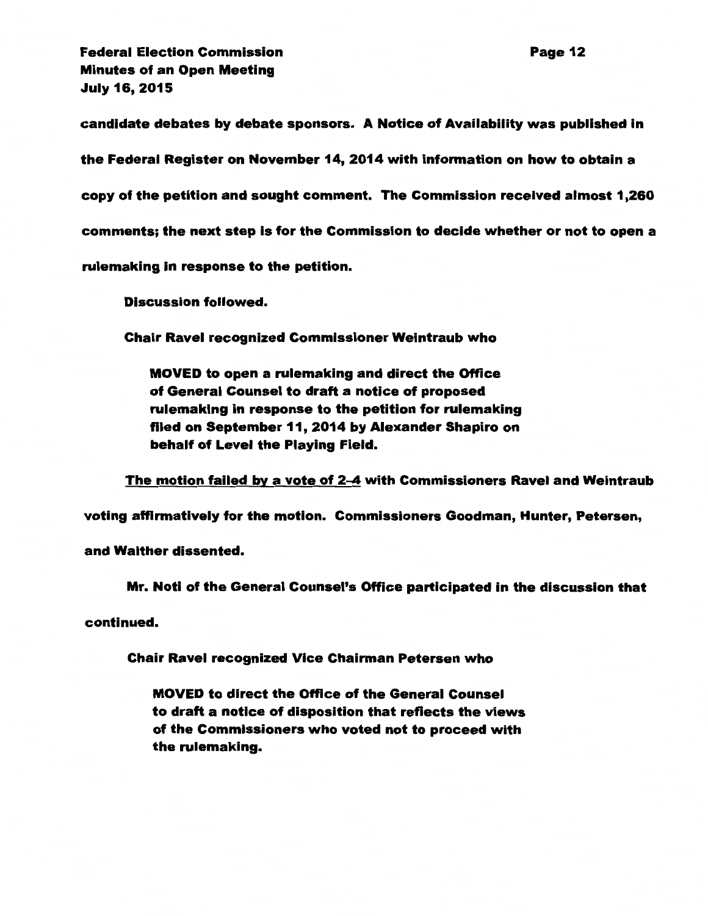candidate debates by debate sponsors. A Notice of Availability was published in the Federal Register on November 14, 2014 with information on how to obtain a copy of the petition and sought comment. The Commission received almost 1,260 comments; the next step is for the Commission to decide whether or not to open a rulemaking in response to the petition.

Discussion followed.

Chair Ravel recognized Commissioner Weintraub who

> MOVED to open a rulemaking and direct the Office of General Counsel to draft a notice of proposed rulemaking in response to the petition for rulemaking filed on September 11, 2014 by Alexander Shapiro on behalf of Level the Playing Field.

<u>The motion failed by a vote of 2-4</u> with Commissioners Ravel and Weintraub voting affirmatively for the motion. Commissioners Goodman, Hunter, Petersen, and Walther dissented.

Mr. Noti of the General Counsel's Office participated in the discussion that continued.

Chair Ravel recognized Vice Chairman Petersen who

> MOVED to direct the Office of the General Counsel to draft a notice of disposition that reflects the views of the Commissioners who voted not to proceed with the rulemaking.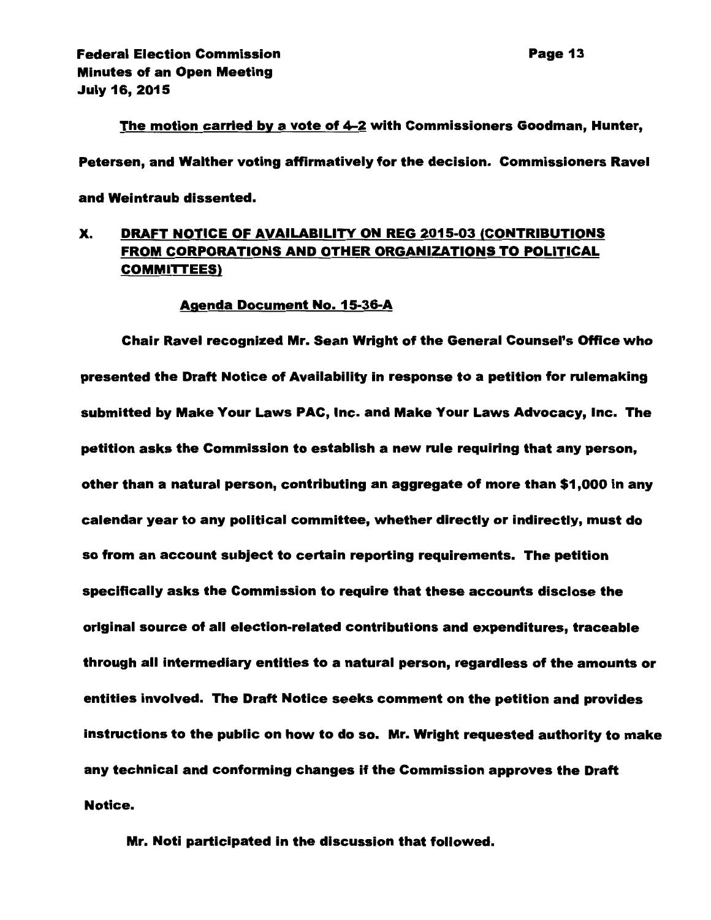**The motion carried by a vote of 4-2 with Commissioners Goodman, Hunter, Petersen, and Walther voting affirmatively for the decision. Commissioners Ravel and Weintraub dissented.**

## X. DRAFT NOTICE OF AVAILABILITY ON REG 2015-03 (CONTRIBUTIONS FROM CORPORATIONS AND OTHER ORGANIZATIONS TO POLITICAL COMMITTEES)

**Agenda Document No. 15-36-A**

**Chair Ravel recognized Mr. Sean Wright of the General Counsel's Office who presented the Draft Notice of Availability in response to a petition for rulemaking submitted by Make Your Laws PAC, Inc. and Make Your Laws Advocacy, Inc. The petition asks the Commission to establish a new rule requiring that any person, other than a natural person, contributing an aggregate of more than $1,000 in any calendar year to any political committee, whether directly or indirectly, must do so from an account subject to certain reporting requirements. The petition specifically asks the Commission to require that these accounts disclose the original source of all election-related contributions and expenditures, traceable through all intermediary entities to a natural person, regardless of the amounts or entities involved. The Draft Notice seeks comment on the petition and provides instructions to the public on how to do so. Mr. Wright requested authority to make any technical and conforming changes if the Commission approves the Draft Notice.**

**Mr. Noti participated in the discussion that followed.**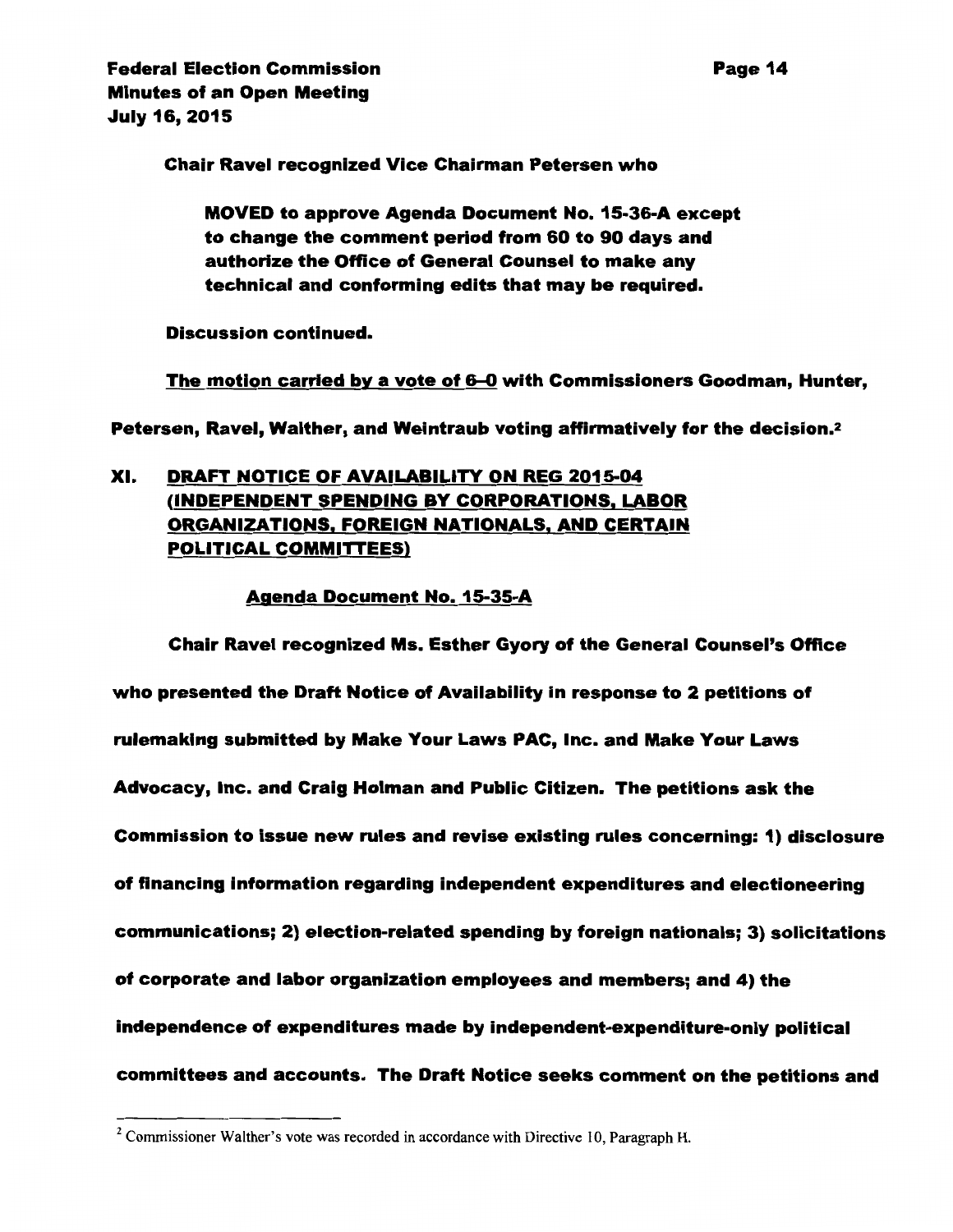**Chair Ravel recognized Vice Chairman Petersen who**

> **MOVED to approve Agenda Document No. 15-36-A except to change the comment period from 60 to 90 days and authorize the Office of General Counsel to make any technical and conforming edits that may be required.**

**Discussion continued.**

**The motion carried by a vote of 6–0 with Commissioners Goodman, Hunter, Petersen, Ravel, Walther, and Weintraub voting affirmatively for the decision.[2]**

## XI. DRAFT NOTICE OF AVAILABILITY ON REG 2015-04 (INDEPENDENT SPENDING BY CORPORATIONS, LABOR ORGANIZATIONS, FOREIGN NATIONALS, AND CERTAIN POLITICAL COMMITTEES)

**Agenda Document No. 15-35-A**

**Chair Ravel recognized Ms. Esther Gyory of the General Counsel's Office who presented the Draft Notice of Availability in response to 2 petitions of rulemaking submitted by Make Your Laws PAC, Inc. and Make Your Laws Advocacy, Inc. and Craig Holman and Public Citizen. The petitions ask the Commission to issue new rules and revise existing rules concerning: 1) disclosure of financing information regarding independent expenditures and electioneering communications; 2) election-related spending by foreign nationals; 3) solicitations of corporate and labor organization employees and members; and 4) the independence of expenditures made by independent-expenditure-only political committees and accounts. The Draft Notice seeks comment on the petitions and**

---

[2] Commissioner Walther's vote was recorded in accordance with Directive 10, Paragraph H.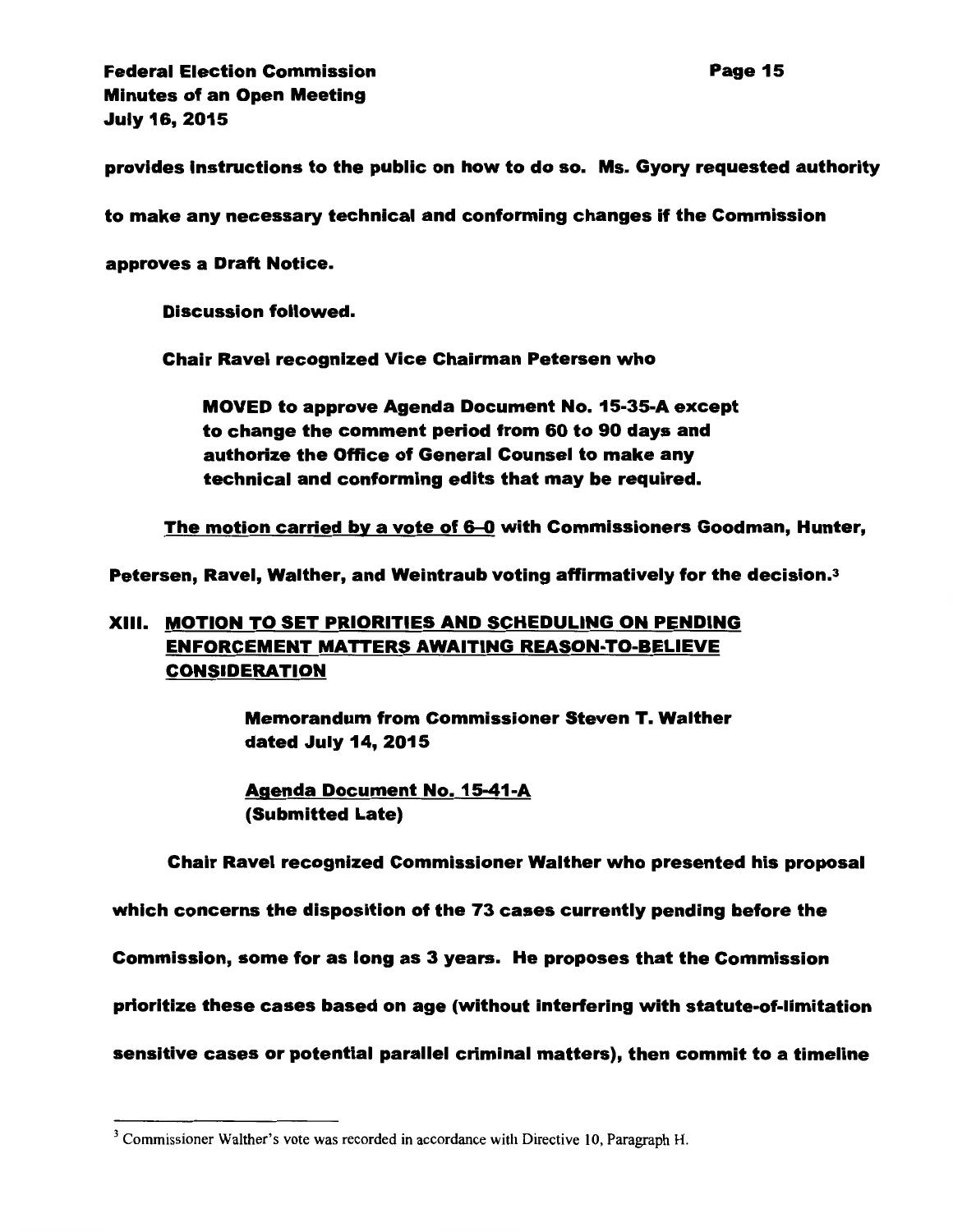provides instructions to the public on how to do so. Ms. Gyory requested authority to make any necessary technical and conforming changes if the Commission approves a Draft Notice.

Discussion followed.

Chair Ravel recognized Vice Chairman Petersen who

> MOVED to approve Agenda Document No. 15-35-A except to change the comment period from 60 to 90 days and authorize the Office of General Counsel to make any technical and conforming edits that may be required.

The motion carried by a vote of 6–0 with Commissioners Goodman, Hunter, Petersen, Ravel, Walther, and Weintraub voting affirmatively for the decision.[3]

## XIII. MOTION TO SET PRIORITIES AND SCHEDULING ON PENDING ENFORCEMENT MATTERS AWAITING REASON-TO-BELIEVE CONSIDERATION

> Memorandum from Commissioner Steven T. Walther dated July 14, 2015
>
> Agenda Document No. 15-41-A
> (Submitted Late)

Chair Ravel recognized Commissioner Walther who presented his proposal which concerns the disposition of the 73 cases currently pending before the Commission, some for as long as 3 years. He proposes that the Commission prioritize these cases based on age (without interfering with statute-of-limitation sensitive cases or potential parallel criminal matters), then commit to a timeline

---

[3] Commissioner Walther's vote was recorded in accordance with Directive 10, Paragraph H.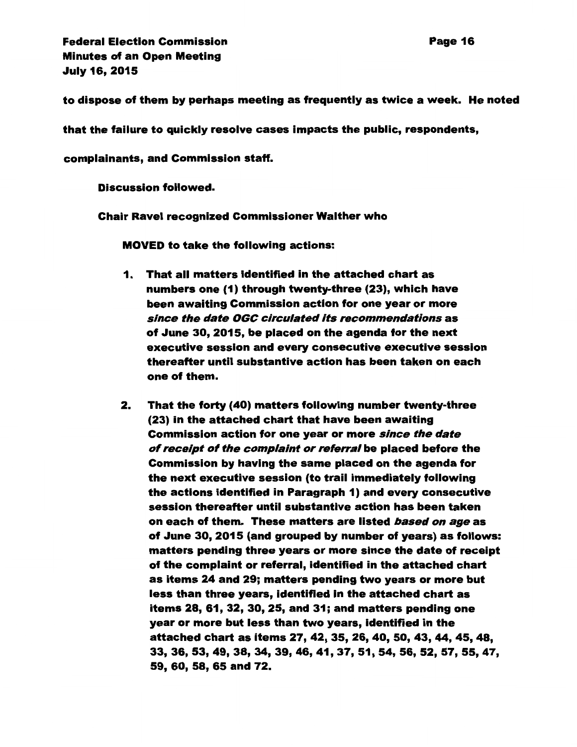**to dispose of them by perhaps meeting as frequently as twice a week. He noted that the failure to quickly resolve cases impacts the public, respondents, complainants, and Commission staff.**

**Discussion followed.**

**Chair Ravel recognized Commissioner Walther who**

**MOVED to take the following actions:**

1. **That all matters identified in the attached chart as numbers one (1) through twenty-three (23), which have been awaiting Commission action for one year or more *since the date OGC circulated its recommendations* as of June 30, 2015, be placed on the agenda for the next executive session and every consecutive executive session thereafter until substantive action has been taken on each one of them.**

2. **That the forty (40) matters following number twenty-three (23) in the attached chart that have been awaiting Commission action for one year or more *since the date of receipt of the complaint or referral* be placed before the Commission by having the same placed on the agenda for the next executive session (to trail immediately following the actions identified in Paragraph 1) and every consecutive session thereafter until substantive action has been taken on each of them. These matters are listed *based on age* as of June 30, 2015 (and grouped by number of years) as follows: matters pending three years or more since the date of receipt of the complaint or referral, identified in the attached chart as items 24 and 29; matters pending two years or more but less than three years, identified in the attached chart as items 28, 61, 32, 30, 25, and 31; and matters pending one year or more but less than two years, identified in the attached chart as items 27, 42, 35, 26, 40, 50, 43, 44, 45, 48, 33, 36, 53, 49, 38, 34, 39, 46, 41, 37, 51, 54, 56, 52, 57, 55, 47, 59, 60, 58, 65 and 72.**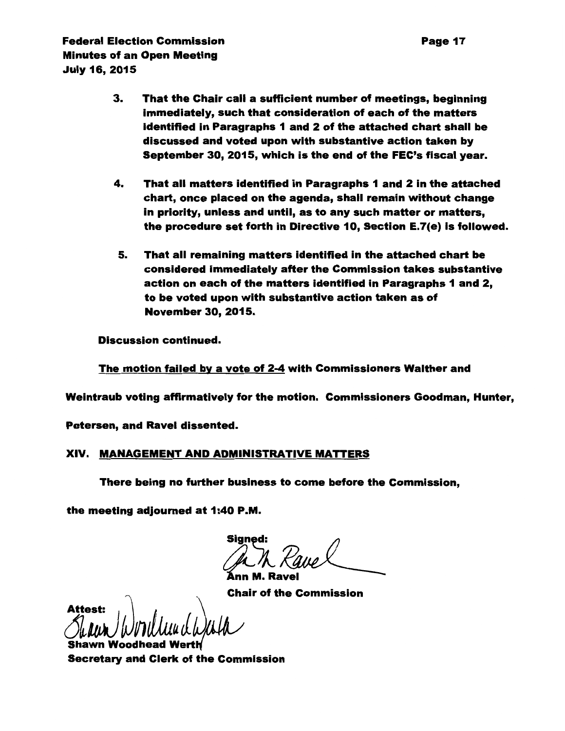3. **That the Chair call a sufficient number of meetings, beginning immediately, such that consideration of each of the matters identified in Paragraphs 1 and 2 of the attached chart shall be discussed and voted upon with substantive action taken by September 30, 2015, which is the end of the FEC's fiscal year.**

4. **That all matters identified in Paragraphs 1 and 2 in the attached chart, once placed on the agenda, shall remain without change in priority, unless and until, as to any such matter or matters, the procedure set forth in Directive 10, Section E.7(e) is followed.**

5. **That all remaining matters identified in the attached chart be considered immediately after the Commission takes substantive action on each of the matters identified in Paragraphs 1 and 2, to be voted upon with substantive action taken as of November 30, 2015.**

**Discussion continued.**

**<u>The motion failed by a vote of 2-4</u> with Commissioners Walther and Weintraub voting affirmatively for the motion. Commissioners Goodman, Hunter, Petersen, and Ravel dissented.**

## XIV. <u>MANAGEMENT AND ADMINISTRATIVE MATTERS</u>

**There being no further business to come before the Commission, the meeting adjourned at 1:40 P.M.**

**Signed:**

**Ann M. Ravel**
**Chair of the Commission**

**Attest:**

**Shawn Woodhead Werth**
**Secretary and Clerk of the Commission**